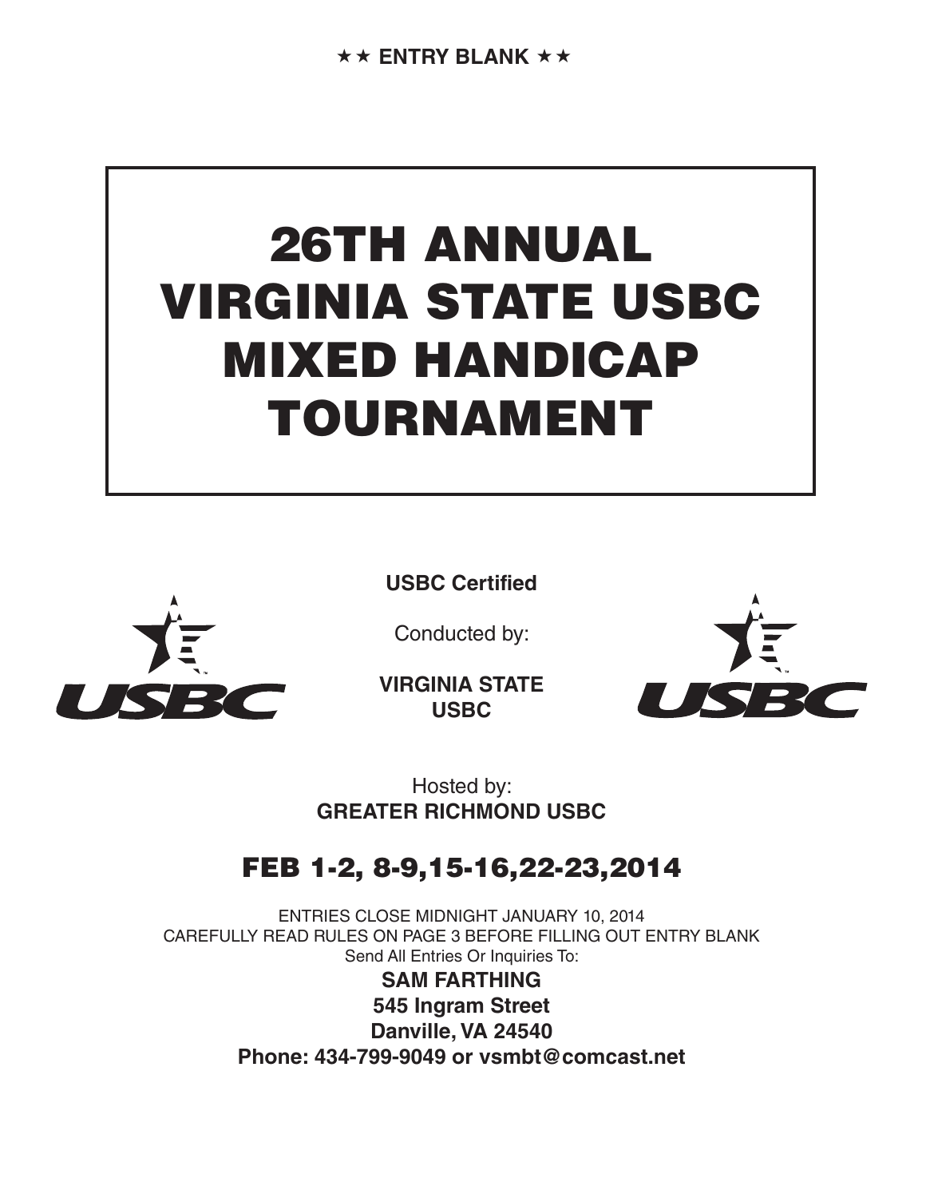★★ ENTRY BLANK ★★

# 26TH ANNUAL VIRGINIA STATE USBC MIXED HANDICAP TOURNAMENT

**USBC Certified**

Conducted by:

**VIRGINIA STATE USBC**

Hosted by:
**GREATER RICHMOND USBC**

## FEB 1-2, 8-9,15-16,22-23,2014

ENTRIES CLOSE MIDNIGHT JANUARY 10, 2014
CAREFULLY READ RULES ON PAGE 3 BEFORE FILLING OUT ENTRY BLANK
Send All Entries Or Inquiries To:

**SAM FARTHING**
**545 Ingram Street**
**Danville, VA 24540**
**Phone: 434-799-9049 or vsmbt@comcast.net**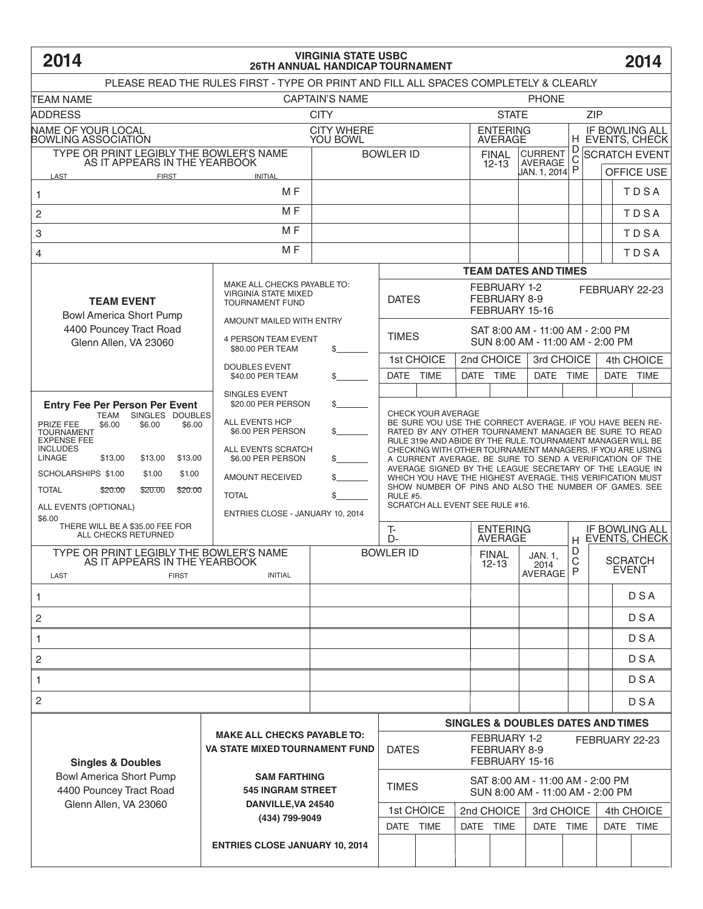# 2014 VIRGINIA STATE USBC 26TH ANNUAL HANDICAP TOURNAMENT 2014

PLEASE READ THE RULES FIRST - TYPE OR PRINT AND FILL ALL SPACES COMPLETELY & CLEARLY

| TEAM NAME | CAPTAIN'S NAME | PHONE |
|---|---|---|
| ADDRESS | CITY | STATE / ZIP |
| NAME OF YOUR LOCAL BOWLING ASSOCIATION | CITY WHERE YOU BOWL | |

| TYPE OR PRINT LEGIBLY THE BOWLER'S NAME AS IT APPEARS IN THE YEARBOOK (LAST / FIRST / INITIAL) | | BOWLER ID | ENTERING AVERAGE: FINAL 12-13 | CURRENT AVERAGE JAN. 1, 2014 | HDCP | IF BOWLING ALL EVENTS, CHECK SCRATCH EVENT | OFFICE USE |
|---|---|---|---|---|---|---|---|
| 1 | M F | | | | | | T D S A |
| 2 | M F | | | | | | T D S A |
| 3 | M F | | | | | | T D S A |
| 4 | M F | | | | | | T D S A |

**TEAM EVENT**
Bowl America Short Pump
4400 Pouncey Tract Road
Glenn Allen, VA 23060

MAKE ALL CHECKS PAYABLE TO: VIRGINIA STATE MIXED TOURNAMENT FUND

AMOUNT MAILED WITH ENTRY

| | |
|---|---|
| 4 PERSON TEAM EVENT $80.00 PER TEAM | $_______ |
| DOUBLES EVENT $40.00 PER TEAM | $_______ |
| SINGLES EVENT $20.00 PER PERSON | $_______ |
| ALL EVENTS HCP $6.00 PER PERSON | $_______ |
| ALL EVENTS SCRATCH $6.00 PER PERSON | $_______ |
| AMOUNT RECEIVED | $_______ |
| TOTAL | $_______ |

ENTRIES CLOSE - JANUARY 10, 2014

**TEAM DATES AND TIMES**

| | |
|---|---|
| DATES | FEBRUARY 1-2, FEBRUARY 8-9, FEBRUARY 15-16, FEBRUARY 22-23 |
| TIMES | SAT 8:00 AM - 11:00 AM - 2:00 PM; SUN 8:00 AM - 11:00 AM - 2:00 PM |

| 1st CHOICE | | 2nd CHOICE | | 3rd CHOICE | | 4th CHOICE | |
|---|---|---|---|---|---|---|---|
| DATE | TIME | DATE | TIME | DATE | TIME | DATE | TIME |
| | | | | | | | |

**Entry Fee Per Person Per Event**

| | TEAM | SINGLES | DOUBLES |
|---|---|---|---|
| PRIZE FEE | $6.00 | $6.00 | $6.00 |
| TOURNAMENT EXPENSE FEE INCLUDES LINAGE | $13.00 | $13.00 | $13.00 |
| SCHOLARSHIPS | $1.00 | $1.00 | $1.00 |
| TOTAL | ~~$20.00~~ | ~~$20.00~~ | ~~$20.00~~ |

ALL EVENTS (OPTIONAL) $6.00

THERE WILL BE A $35.00 FEE FOR ALL CHECKS RETURNED

CHECK YOUR AVERAGE
BE SURE YOU USE THE CORRECT AVERAGE. IF YOU HAVE BEEN RE-RATED BY ANY OTHER TOURNAMENT MANAGER BE SURE TO READ RULE 319e AND ABIDE BY THE RULE. TOURNAMENT MANAGER WILL BE CHECKING WITH OTHER TOURNAMENT MANAGERS. IF YOU ARE USING A CURRENT AVERAGE, BE SURE TO SEND A VERIFICATION OF THE AVERAGE SIGNED BY THE LEAGUE SECRETARY OF THE LEAGUE IN WHICH YOU HAVE THE HIGHEST AVERAGE. THIS VERIFICATION MUST SHOW NUMBER OF PINS AND ALSO THE NUMBER OF GAMES. SEE RULE #5.
SCRATCH ALL EVENT SEE RULE #16.

T-
D-

| TYPE OR PRINT LEGIBLY THE BOWLER'S NAME AS IT APPEARS IN THE YEARBOOK (LAST / FIRST / INITIAL) | BOWLER ID | ENTERING AVERAGE: FINAL 12-13 | JAN. 1, 2014 AVERAGE | HDCP | IF BOWLING ALL EVENTS, CHECK SCRATCH EVENT | |
|---|---|---|---|---|---|---|
| 1 | | | | | | D S A |
| 2 | | | | | | D S A |
| 1 | | | | | | D S A |
| 2 | | | | | | D S A |
| 1 | | | | | | D S A |
| 2 | | | | | | D S A |

**Singles & Doubles**
Bowl America Short Pump
4400 Pouncey Tract Road
Glenn Allen, VA 23060

**MAKE ALL CHECKS PAYABLE TO: VA STATE MIXED TOURNAMENT FUND**

**SAM FARTHING**
**545 INGRAM STREET**
**DANVILLE, VA 24540**
**(434) 799-9049**

**ENTRIES CLOSE JANUARY 10, 2014**

**SINGLES & DOUBLES DATES AND TIMES**

| | |
|---|---|
| DATES | FEBRUARY 1-2, FEBRUARY 8-9, FEBRUARY 15-16, FEBRUARY 22-23 |
| TIMES | SAT 8:00 AM - 11:00 AM - 2:00 PM; SUN 8:00 AM - 11:00 AM - 2:00 PM |

| 1st CHOICE | | 2nd CHOICE | | 3rd CHOICE | | 4th CHOICE | |
|---|---|---|---|---|---|---|---|
| DATE | TIME | DATE | TIME | DATE | TIME | DATE | TIME |
| | | | | | | | |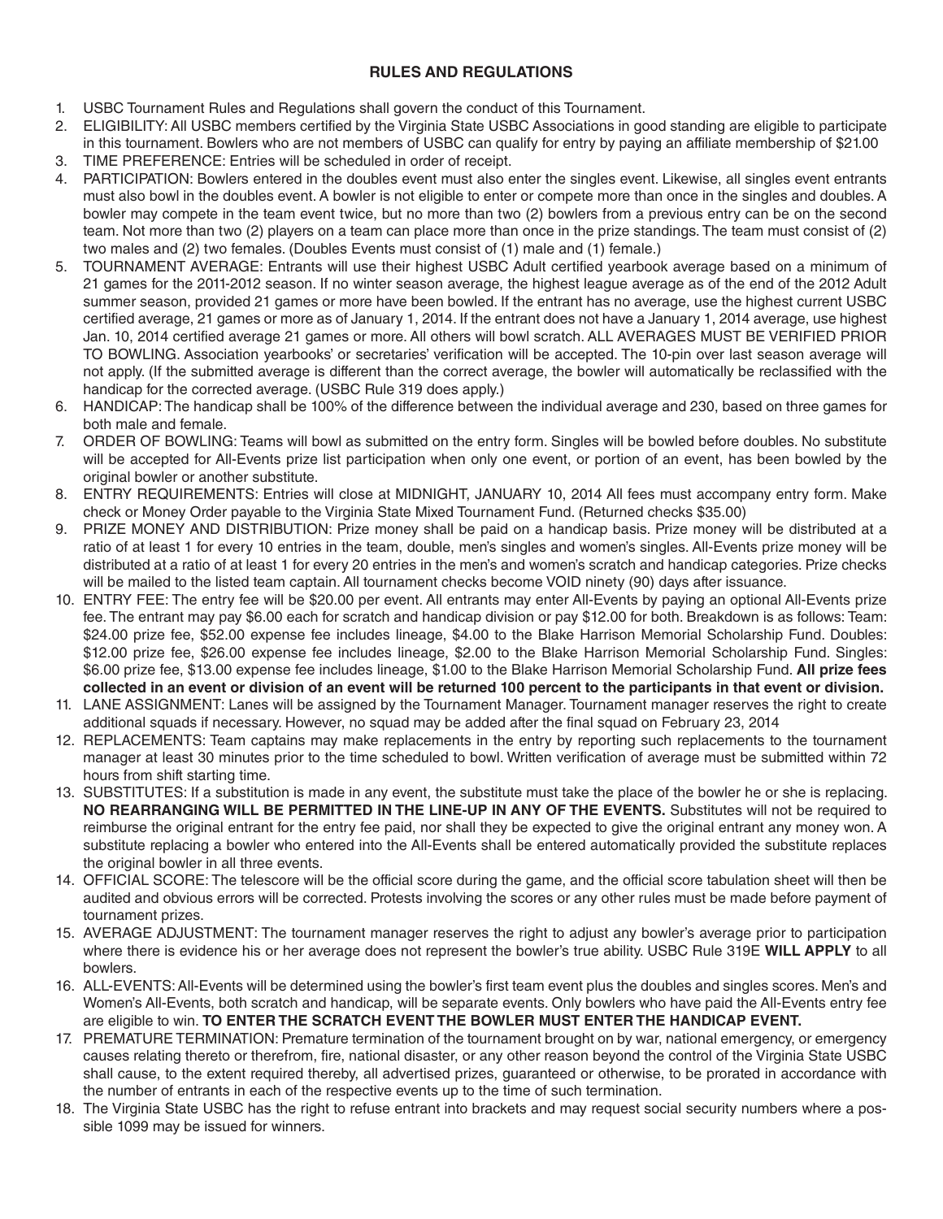## RULES AND REGULATIONS

1. USBC Tournament Rules and Regulations shall govern the conduct of this Tournament.
2. ELIGIBILITY: All USBC members certified by the Virginia State USBC Associations in good standing are eligible to participate in this tournament. Bowlers who are not members of USBC can qualify for entry by paying an affiliate membership of $21.00
3. TIME PREFERENCE: Entries will be scheduled in order of receipt.
4. PARTICIPATION: Bowlers entered in the doubles event must also enter the singles event. Likewise, all singles event entrants must also bowl in the doubles event. A bowler is not eligible to enter or compete more than once in the singles and doubles. A bowler may compete in the team event twice, but no more than two (2) bowlers from a previous entry can be on the second team. Not more than two (2) players on a team can place more than once in the prize standings. The team must consist of (2) two males and (2) two females. (Doubles Events must consist of (1) male and (1) female.)
5. TOURNAMENT AVERAGE: Entrants will use their highest USBC Adult certified yearbook average based on a minimum of 21 games for the 2011-2012 season. If no winter season average, the highest league average as of the end of the 2012 Adult summer season, provided 21 games or more have been bowled. If the entrant has no average, use the highest current USBC certified average, 21 games or more as of January 1, 2014. If the entrant does not have a January 1, 2014 average, use highest Jan. 10, 2014 certified average 21 games or more. All others will bowl scratch. ALL AVERAGES MUST BE VERIFIED PRIOR TO BOWLING. Association yearbooks' or secretaries' verification will be accepted. The 10-pin over last season average will not apply. (If the submitted average is different than the correct average, the bowler will automatically be reclassified with the handicap for the corrected average. (USBC Rule 319 does apply.)
6. HANDICAP: The handicap shall be 100% of the difference between the individual average and 230, based on three games for both male and female.
7. ORDER OF BOWLING: Teams will bowl as submitted on the entry form. Singles will be bowled before doubles. No substitute will be accepted for All-Events prize list participation when only one event, or portion of an event, has been bowled by the original bowler or another substitute.
8. ENTRY REQUIREMENTS: Entries will close at MIDNIGHT, JANUARY 10, 2014 All fees must accompany entry form. Make check or Money Order payable to the Virginia State Mixed Tournament Fund. (Returned checks $35.00)
9. PRIZE MONEY AND DISTRIBUTION: Prize money shall be paid on a handicap basis. Prize money will be distributed at a ratio of at least 1 for every 10 entries in the team, double, men's singles and women's singles. All-Events prize money will be distributed at a ratio of at least 1 for every 20 entries in the men's and women's scratch and handicap categories. Prize checks will be mailed to the listed team captain. All tournament checks become VOID ninety (90) days after issuance.
10. ENTRY FEE: The entry fee will be $20.00 per event. All entrants may enter All-Events by paying an optional All-Events prize fee. The entrant may pay $6.00 each for scratch and handicap division or pay $12.00 for both. Breakdown is as follows: Team: $24.00 prize fee, $52.00 expense fee includes lineage, $4.00 to the Blake Harrison Memorial Scholarship Fund. Doubles: $12.00 prize fee, $26.00 expense fee includes lineage, $2.00 to the Blake Harrison Memorial Scholarship Fund. Singles: $6.00 prize fee, $13.00 expense fee includes lineage, $1.00 to the Blake Harrison Memorial Scholarship Fund. **All prize fees collected in an event or division of an event will be returned 100 percent to the participants in that event or division.**
11. LANE ASSIGNMENT: Lanes will be assigned by the Tournament Manager. Tournament manager reserves the right to create additional squads if necessary. However, no squad may be added after the final squad on February 23, 2014
12. REPLACEMENTS: Team captains may make replacements in the entry by reporting such replacements to the tournament manager at least 30 minutes prior to the time scheduled to bowl. Written verification of average must be submitted within 72 hours from shift starting time.
13. SUBSTITUTES: If a substitution is made in any event, the substitute must take the place of the bowler he or she is replacing. **NO REARRANGING WILL BE PERMITTED IN THE LINE-UP IN ANY OF THE EVENTS.** Substitutes will not be required to reimburse the original entrant for the entry fee paid, nor shall they be expected to give the original entrant any money won. A substitute replacing a bowler who entered into the All-Events shall be entered automatically provided the substitute replaces the original bowler in all three events.
14. OFFICIAL SCORE: The telescore will be the official score during the game, and the official score tabulation sheet will then be audited and obvious errors will be corrected. Protests involving the scores or any other rules must be made before payment of tournament prizes.
15. AVERAGE ADJUSTMENT: The tournament manager reserves the right to adjust any bowler's average prior to participation where there is evidence his or her average does not represent the bowler's true ability. USBC Rule 319E **WILL APPLY** to all bowlers.
16. ALL-EVENTS: All-Events will be determined using the bowler's first team event plus the doubles and singles scores. Men's and Women's All-Events, both scratch and handicap, will be separate events. Only bowlers who have paid the All-Events entry fee are eligible to win. **TO ENTER THE SCRATCH EVENT THE BOWLER MUST ENTER THE HANDICAP EVENT.**
17. PREMATURE TERMINATION: Premature termination of the tournament brought on by war, national emergency, or emergency causes relating thereto or therefrom, fire, national disaster, or any other reason beyond the control of the Virginia State USBC shall cause, to the extent required thereby, all advertised prizes, guaranteed or otherwise, to be prorated in accordance with the number of entrants in each of the respective events up to the time of such termination.
18. The Virginia State USBC has the right to refuse entrant into brackets and may request social security numbers where a possible 1099 may be issued for winners.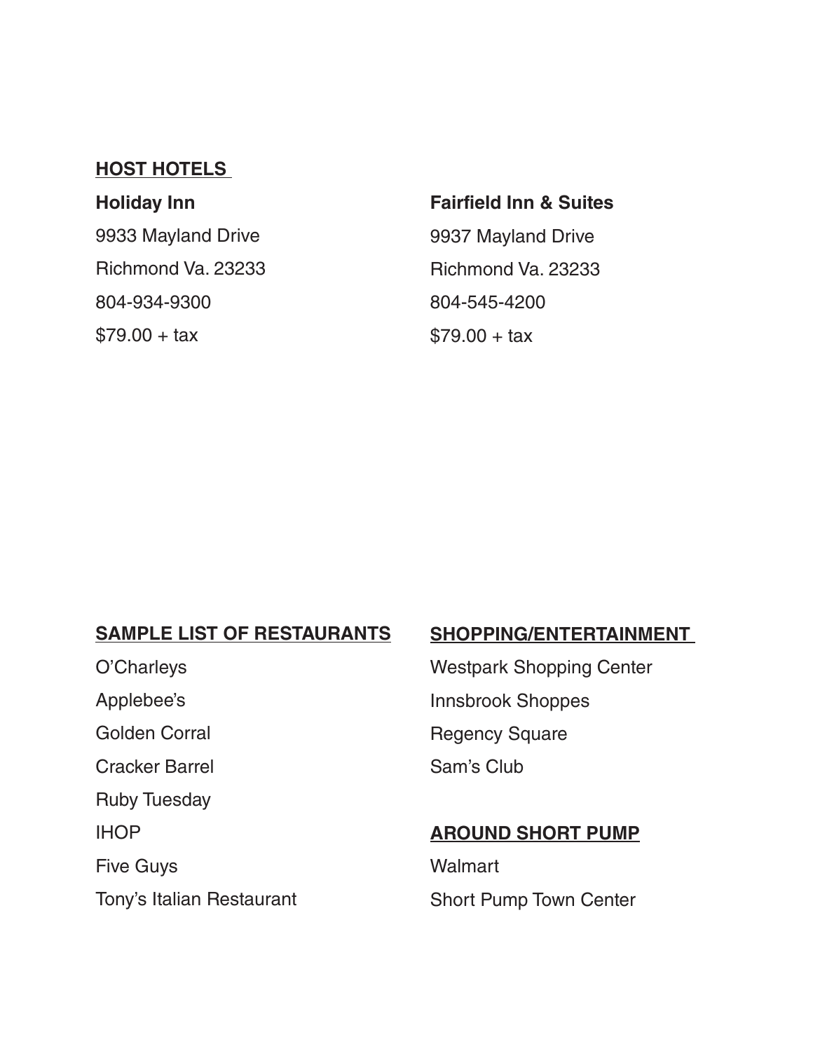## HOST HOTELS

**Holiday Inn**

9933 Mayland Drive

Richmond Va. 23233

804-934-9300

$79.00 + tax

**Fairfield Inn & Suites**

9937 Mayland Drive

Richmond Va. 23233

804-545-4200

$79.00 + tax

## SAMPLE LIST OF RESTAURANTS

O'Charleys

Applebee's

Golden Corral

Cracker Barrel

Ruby Tuesday

IHOP

Five Guys

Tony's Italian Restaurant

## SHOPPING/ENTERTAINMENT

Westpark Shopping Center

Innsbrook Shoppes

Regency Square

Sam's Club

## AROUND SHORT PUMP

Walmart

Short Pump Town Center